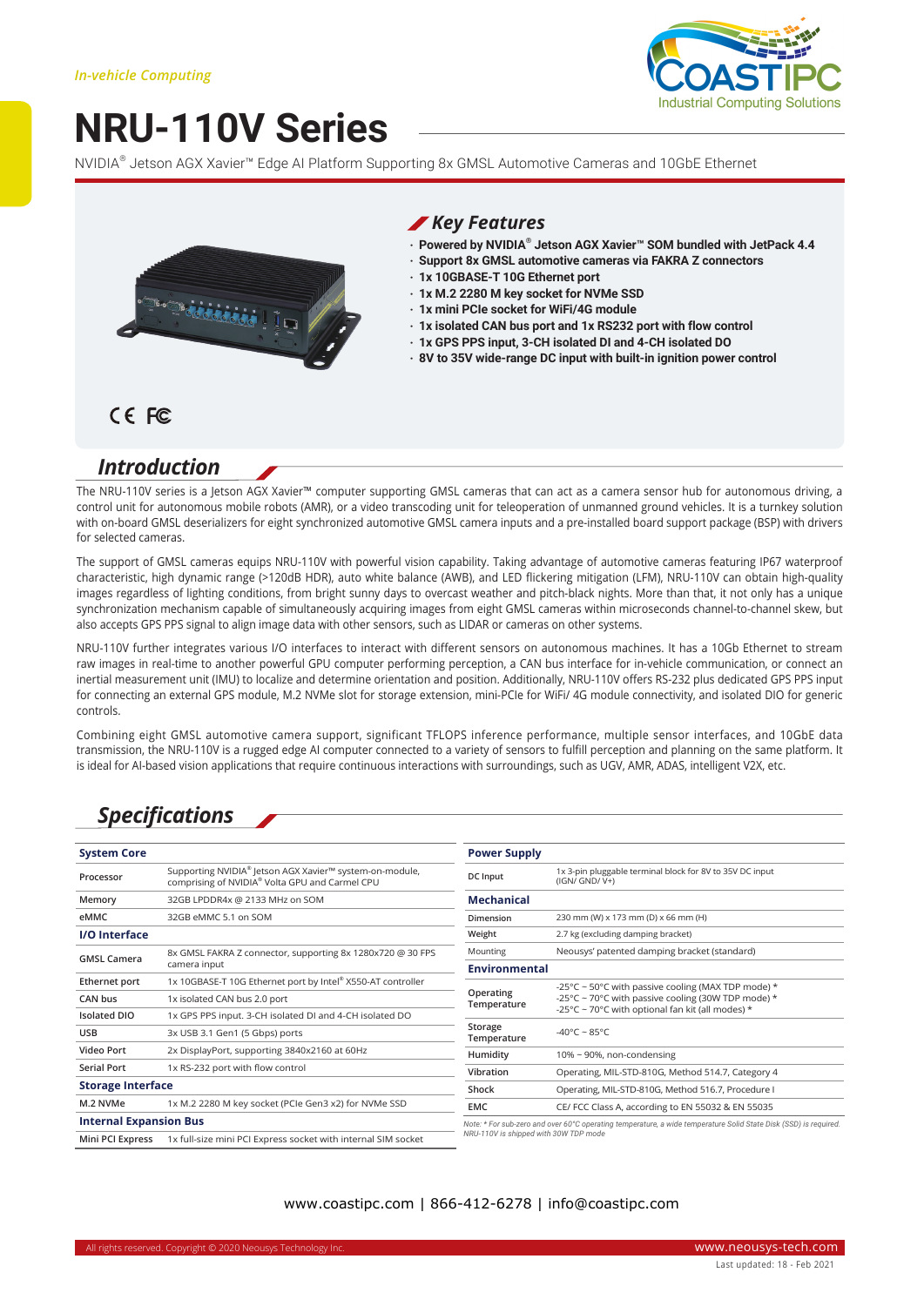*In-vehicle Computing*

# NRU-110V Series

NVIDIA® Jetson AGX Xavier™ Edge AI Platform Supporting 8x GMSL Automotive Cameras and 10GbE Ethernet

## Key Features

- **Powered by NVIDIA® Jetson AGX Xavier™ SOM bundled with JetPack 4.4**
- **Support 8x GMSL automotive cameras via FAKRA Z connectors**
- **1x 10GBASE-T 10G Ethernet port**
- **1x M.2 2280 M key socket for NVMe SSD**
- **1x mini PCIe socket for WiFi/4G module**
- **1x isolated CAN bus port and 1x RS232 port with flow control**
- **1x GPS PPS input, 3-CH isolated DI and 4-CH isolated DO**
- **8V to 35V wide-range DC input with built-in ignition power control**

CE FC

## Introduction

The NRU-110V series is a Jetson AGX Xavier™ computer supporting GMSL cameras that can act as a camera sensor hub for autonomous driving, a control unit for autonomous mobile robots (AMR), or a video transcoding unit for teleoperation of unmanned ground vehicles. It is a turnkey solution with on-board GMSL deserializers for eight synchronized automotive GMSL camera inputs and a pre-installed board support package (BSP) with drivers for selected cameras.

The support of GMSL cameras equips NRU-110V with powerful vision capability. Taking advantage of automotive cameras featuring IP67 waterproof characteristic, high dynamic range (>120dB HDR), auto white balance (AWB), and LED flickering mitigation (LFM), NRU-110V can obtain high-quality images regardless of lighting conditions, from bright sunny days to overcast weather and pitch-black nights. More than that, it not only has a unique synchronization mechanism capable of simultaneously acquiring images from eight GMSL cameras within microseconds channel-to-channel skew, but also accepts GPS PPS signal to align image data with other sensors, such as LIDAR or cameras on other systems.

NRU-110V further integrates various I/O interfaces to interact with different sensors on autonomous machines. It has a 10Gb Ethernet to stream raw images in real-time to another powerful GPU computer performing perception, a CAN bus interface for in-vehicle communication, or connect an inertial measurement unit (IMU) to localize and determine orientation and position. Additionally, NRU-110V offers RS-232 plus dedicated GPS PPS input for connecting an external GPS module, M.2 NVMe slot for storage extension, mini-PCIe for WiFi/ 4G module connectivity, and isolated DIO for generic controls.

Combining eight GMSL automotive camera support, significant TFLOPS inference performance, multiple sensor interfaces, and 10GbE data transmission, the NRU-110V is a rugged edge AI computer connected to a variety of sensors to fulfill perception and planning on the same platform. It is ideal for AI-based vision applications that require continuous interactions with surroundings, such as UGV, AMR, ADAS, intelligent V2X, etc.

## Specifications

| **System Core** | |
|---|---|
| Processor | Supporting NVIDIA® Jetson AGX Xavier™ system-on-module, comprising of NVIDIA® Volta GPU and Carmel CPU |
| Memory | 32GB LPDDR4x @ 2133 MHz on SOM |
| eMMC | 32GB eMMC 5.1 on SOM |
| **I/O Interface** | |
| GMSL Camera | 8x GMSL FAKRA Z connector, supporting 8x 1280x720 @ 30 FPS camera input |
| Ethernet port | 1x 10GBASE-T 10G Ethernet port by Intel® X550-AT controller |
| CAN bus | 1x isolated CAN bus 2.0 port |
| Isolated DIO | 1x GPS PPS input. 3-CH isolated DI and 4-CH isolated DO |
| USB | 3x USB 3.1 Gen1 (5 Gbps) ports |
| Video Port | 2x DisplayPort, supporting 3840x2160 at 60Hz |
| Serial Port | 1x RS-232 port with flow control |
| **Storage Interface** | |
| M.2 NVMe | 1x M.2 2280 M key socket (PCIe Gen3 x2) for NVMe SSD |
| **Internal Expansion Bus** | |
| Mini PCI Express | 1x full-size mini PCI Express socket with internal SIM socket |

| **Power Supply** | |
|---|---|
| DC Input | 1x 3-pin pluggable terminal block for 8V to 35V DC input (IGN/ GND/ V+) |
| **Mechanical** | |
| Dimension | 230 mm (W) x 173 mm (D) x 66 mm (H) |
| Weight | 2.7 kg (excluding damping bracket) |
| Mounting | Neousys' patented damping bracket (standard) |
| **Environmental** | |
| Operating Temperature | -25°C ~ 50°C with passive cooling (MAX TDP mode) *<br>-25°C ~ 70°C with passive cooling (30W TDP mode) *<br>-25°C ~ 70°C with optional fan kit (all modes) * |
| Storage Temperature | -40°C ~ 85°C |
| Humidity | 10% ~ 90%, non-condensing |
| Vibration | Operating, MIL-STD-810G, Method 514.7, Category 4 |
| Shock | Operating, MIL-STD-810G, Method 516.7, Procedure I |
| EMC | CE/ FCC Class A, according to EN 55032 & EN 55035 |

*Note: * For sub-zero and over 60°C operating temperature, a wide temperature Solid State Disk (SSD) is required. NRU-110V is shipped with 30W TDP mode*

www.coastipc.com | 866-412-6278 | info@coastipc.com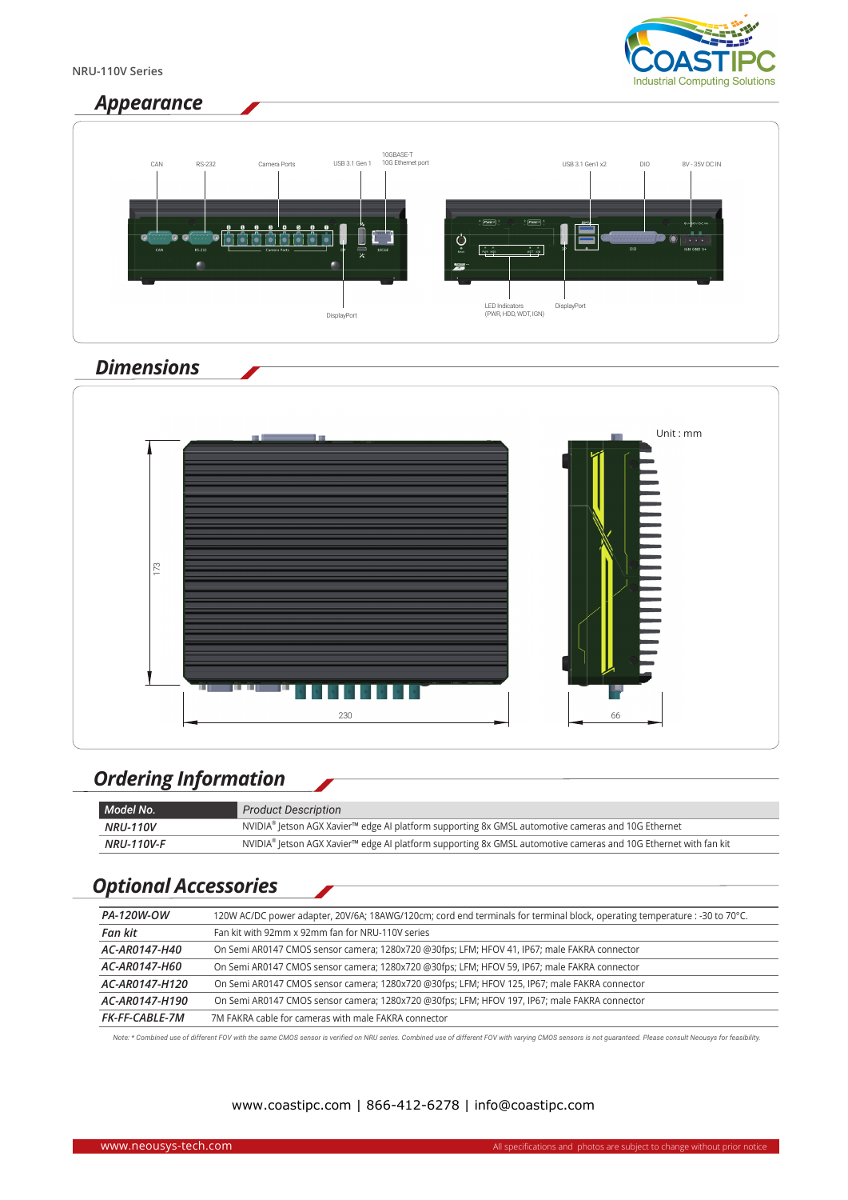## Appearance

CAN
RS-232
Camera Ports
USB 3.1 Gen 1
10GBASE-T
10G Ethernet port
DisplayPort

USB 3.1 Gen1 x2
DIO
8V - 35V DC IN
LED Indicators
(PWR, HDD, WDT, IGN)
DisplayPort

## Dimensions

Unit : mm

173
230
66

## Ordering Information

| Model No. | Product Description |
|---|---|
| *NRU-110V* | NVIDIA® Jetson AGX Xavier™ edge AI platform supporting 8x GMSL automotive cameras and 10G Ethernet |
| *NRU-110V-F* | NVIDIA® Jetson AGX Xavier™ edge AI platform supporting 8x GMSL automotive cameras and 10G Ethernet with fan kit |

## Optional Accessories

| | |
|---|---|
| *PA-120W-OW* | 120W AC/DC power adapter, 20V/6A; 18AWG/120cm; cord end terminals for terminal block, operating temperature : -30 to 70°C. |
| *Fan kit* | Fan kit with 92mm x 92mm fan for NRU-110V series |
| *AC-AR0147-H40* | On Semi AR0147 CMOS sensor camera; 1280x720 @30fps; LFM; HFOV 41, IP67; male FAKRA connector |
| *AC-AR0147-H60* | On Semi AR0147 CMOS sensor camera; 1280x720 @30fps; LFM; HFOV 59, IP67; male FAKRA connector |
| *AC-AR0147-H120* | On Semi AR0147 CMOS sensor camera; 1280x720 @30fps; LFM; HFOV 125, IP67; male FAKRA connector |
| *AC-AR0147-H190* | On Semi AR0147 CMOS sensor camera; 1280x720 @30fps; LFM; HFOV 197, IP67; male FAKRA connector |
| *FK-FF-CABLE-7M* | 7M FAKRA cable for cameras with male FAKRA connector |

*Note: * Combined use of different FOV with the same CMOS sensor is verified on NRU series. Combined use of different FOV with varying CMOS sensors is not guaranteed. Please consult Neousys for feasibility.*

www.coastipc.com | 866-412-6278 | info@coastipc.com

www.neousys-tech.com

All specifications and photos are subject to change without prior notice